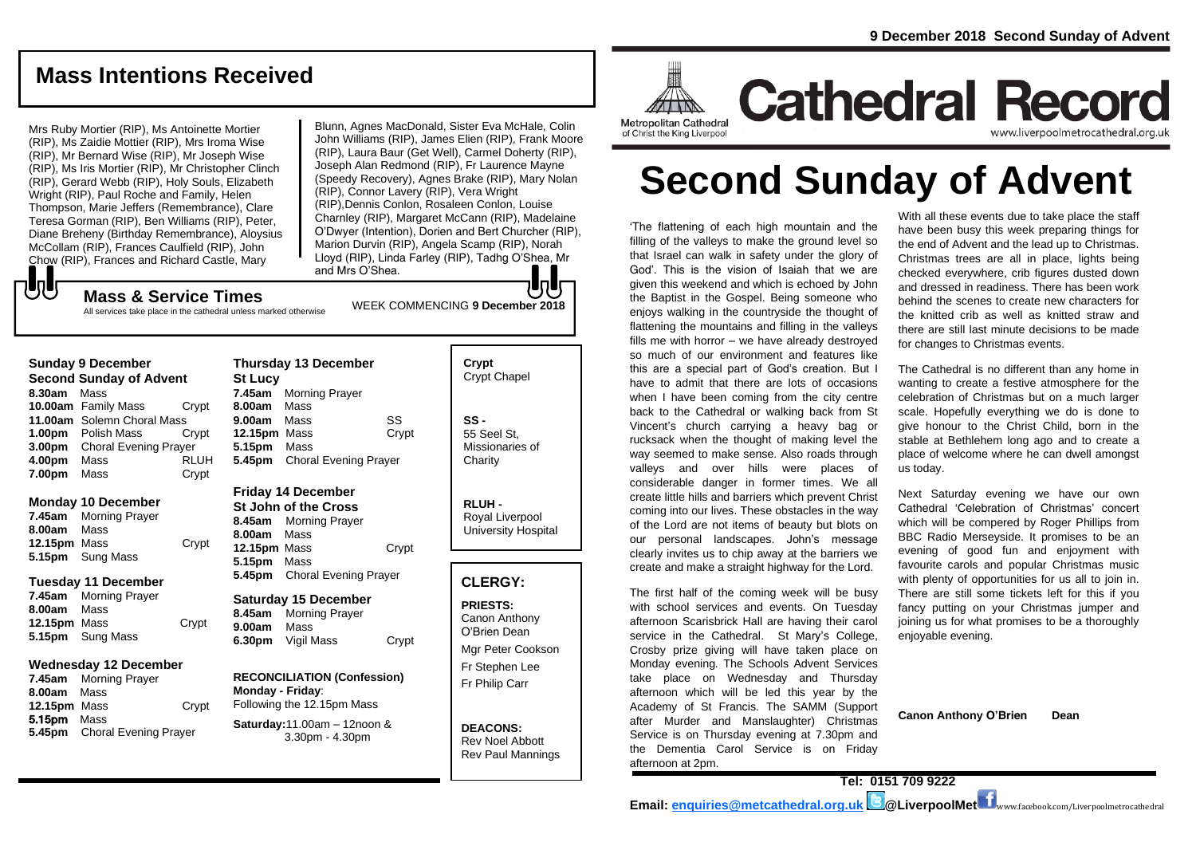# Mass Intentions Received

Mrs Ruby Mortier (RIP), Ms Antoinette Mortier (RIP), Ms Zaidie Mottier (RIP), Mrs Iroma Wise (RIP), Mr Bernard Wise (RIP), Mr Joseph Wise (RIP), Ms Iris Mortier (RIP), Mr Christopher Clinch (RIP), Gerard Webb (RIP), Holy Souls, Elizabeth Wright (RIP), Paul Roche and Family, Helen Thompson, Marie Jeffers (Remembrance), Clare Teresa Gorman (RIP), Ben Williams (RIP), Peter, Diane Breheny (Birthday Remembrance), Aloysius McCollam (RIP), Frances Caulfield (RIP), John Chow (RIP), Frances and Richard Castle, Mary Blunn, Agnes MacDonald, Sister Eva McHale, Colin John Williams (RIP), James Elien (RIP), Frank Moore (RIP), Laura Baur (Get Well), Carmel Doherty (RIP), Joseph Alan Redmond (RIP), Fr Laurence Mayne (Speedy Recovery), Agnes Brake (RIP), Mary Nolan (RIP), Connor Lavery (RIP), Vera Wright (RIP), Dennis Conlon, Rosaleen Conlon, Louise Charnley (RIP), Margaret McCann (RIP), Madelaine O'Dwyer (Intention), Dorien and Bert Churcher (RIP), Marion Durvin (RIP), Angela Scamp (RIP), Norah Lloyd (RIP), Linda Farley (RIP), Tadhg O'Shea, Mr and Mrs O'Shea.

## Mass & Service Times

All services take place in the cathedral unless marked otherwise

WEEK COMMENCING **9 December 2018**

### Sunday 9 December
**Second Sunday of Advent**

| | | |
|---|---|---|
| **8.30am** | Mass | |
| **10.00am** | Family Mass | Crypt |
| **11.00am** | Solemn Choral Mass | |
| **1.00pm** | Polish Mass | Crypt |
| **3.00pm** | Choral Evening Prayer | |
| **4.00pm** | Mass | RLUH |
| **7.00pm** | Mass | Crypt |

### Monday 10 December

| | | |
|---|---|---|
| **7.45am** | Morning Prayer | |
| **8.00am** | Mass | |
| **12.15pm** | Mass | Crypt |
| **5.15pm** | Sung Mass | |

### Tuesday 11 December

| | | |
|---|---|---|
| **7.45am** | Morning Prayer | |
| **8.00am** | Mass | |
| **12.15pm** | Mass | Crypt |
| **5.15pm** | Sung Mass | |

### Wednesday 12 December

| | | |
|---|---|---|
| **7.45am** | Morning Prayer | |
| **8.00am** | Mass | |
| **12.15pm** | Mass | Crypt |
| **5.15pm** | Mass | |
| **5.45pm** | Choral Evening Prayer | |

### Thursday 13 December
**St Lucy**

| | | |
|---|---|---|
| **7.45am** | Morning Prayer | |
| **8.00am** | Mass | |
| **9.00am** | Mass | SS |
| **12.15pm** | Mass | Crypt |
| **5.15pm** | Mass | |
| **5.45pm** | Choral Evening Prayer | |

### Friday 14 December
**St John of the Cross**

| | | |
|---|---|---|
| **8.45am** | Morning Prayer | |
| **8.00am** | Mass | |
| **12.15pm** | Mass | Crypt |
| **5.15pm** | Mass | |
| **5.45pm** | Choral Evening Prayer | |

### Saturday 15 December

| | | |
|---|---|---|
| **8.45am** | Morning Prayer | |
| **9.00am** | Mass | |
| **6.30pm** | Vigil Mass | Crypt |

**RECONCILIATION (Confession)**
**Monday - Friday**: Following the 12.15pm Mass
**Saturday:** 11.00am – 12noon & 3.30pm - 4.30pm

**Crypt**
Crypt Chapel

**SS -**
55 Seel St, Missionaries of Charity

**RLUH -**
Royal Liverpool University Hospital

## CLERGY:

**PRIESTS:**
Canon Anthony O'Brien Dean
Mgr Peter Cookson
Fr Stephen Lee
Fr Philip Carr

**DEACONS:**
Rev Noel Abbott
Rev Paul Mannings

**9 December 2018 Second Sunday of Advent**

Metropolitan Cathedral of Christ the King Liverpool

# Cathedral Record

www.liverpoolmetrocathedral.org.uk

# Second Sunday of Advent

'The flattening of each high mountain and the filling of the valleys to make the ground level so that Israel can walk in safety under the glory of God'. This is the vision of Isaiah that we are given this weekend and which is echoed by John the Baptist in the Gospel. Being someone who enjoys walking in the countryside the thought of flattening the mountains and filling in the valleys fills me with horror – we have already destroyed so much of our environment and features like this are a special part of God's creation. But I have to admit that there are lots of occasions when I have been coming from the city centre back to the Cathedral or walking back from St Vincent's church carrying a heavy bag or rucksack when the thought of making level the way seemed to make sense. Also roads through valleys and over hills were places of considerable danger in former times. We all create little hills and barriers which prevent Christ coming into our lives. These obstacles in the way of the Lord are not items of beauty but blots on our personal landscapes. John's message clearly invites us to chip away at the barriers we create and make a straight highway for the Lord.

The first half of the coming week will be busy with school services and events. On Tuesday afternoon Scarisbrick Hall are having their carol service in the Cathedral. St Mary's College, Crosby prize giving will have taken place on Monday evening. The Schools Advent Services take place on Wednesday and Thursday afternoon which will be led this year by the Academy of St Francis. The SAMM (Support after Murder and Manslaughter) Christmas Service is on Thursday evening at 7.30pm and the Dementia Carol Service is on Friday afternoon at 2pm.

With all these events due to take place the staff have been busy this week preparing things for the end of Advent and the lead up to Christmas. Christmas trees are all in place, lights being checked everywhere, crib figures dusted down and dressed in readiness. There has been work behind the scenes to create new characters for the knitted crib as well as knitted straw and there are still last minute decisions to be made for changes to Christmas events.

The Cathedral is no different than any home in wanting to create a festive atmosphere for the celebration of Christmas but on a much larger scale. Hopefully everything we do is done to give honour to the Christ Child, born in the stable at Bethlehem long ago and to create a place of welcome where he can dwell amongst us today.

Next Saturday evening we have our own Cathedral 'Celebration of Christmas' concert which will be compered by Roger Phillips from BBC Radio Merseyside. It promises to be an evening of good fun and enjoyment with favourite carols and popular Christmas music with plenty of opportunities for us all to join in. There are still some tickets left for this if you fancy putting on your Christmas jumper and joining us for what promises to be a thoroughly enjoyable evening.

**Canon Anthony O'Brien Dean**

**Tel: 0151 709 9222**

**Email: enquiries@metcathedral.org.uk @LiverpoolMet** www.facebook.com/Liverpoolmetrocathedral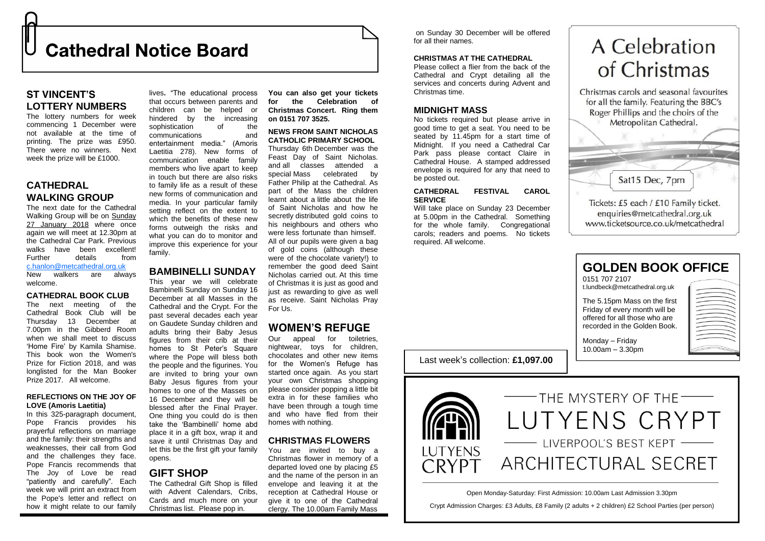# Cathedral Notice Board

## ST VINCENT'S LOTTERY NUMBERS

The lottery numbers for week commencing 1 December were not available at the time of printing. The prize was £950. There were no winners. Next week the prize will be £1000.

## CATHEDRAL WALKING GROUP

The next date for the Cathedral Walking Group will be on Sunday 27 January 2018 where once again we will meet at 12.30pm at the Cathedral Car Park. Previous walks have been excellent! Further details from c.hanlon@metcathedral.org.uk New walkers are always welcome.

### CATHEDRAL BOOK CLUB

The next meeting of the Cathedral Book Club will be Thursday 13 December at 7.00pm in the Gibberd Room when we shall meet to discuss 'Home Fire' by Kamila Shamise. This book won the Women's Prize for Fiction 2018, and was longlisted for the Man Booker Prize 2017. All welcome.

#### REFLECTIONS ON THE JOY OF LOVE (Amoris Laetitia)

In this 325-paragraph document, Pope Francis provides his prayerful reflections on marriage and the family: their strengths and weaknesses, their call from God and the challenges they face. Pope Francis recommends that The Joy of Love be read "patiently and carefully". Each week we will print an extract from the Pope's letter and reflect on how it might relate to our family lives**.** "The educational process that occurs between parents and children can be helped or hindered by the increasing sophistication of the communications and entertainment media." (Amoris Laetitia 278). New forms of communication enable family members who live apart to keep in touch but there are also risks to family life as a result of these new forms of communication and media. In your particular family setting reflect on the extent to which the benefits of these new forms outweigh the risks and what you can do to monitor and improve this experience for your family.

## BAMBINELLI SUNDAY

This year we will celebrate Bambinelli Sunday on Sunday 16 December at all Masses in the Cathedral and the Crypt. For the past several decades each year on Gaudete Sunday children and adults bring their Baby Jesus figures from their crib at their homes to St Peter's Square where the Pope will bless both the people and the figurines. You are invited to bring your own Baby Jesus figures from your homes to one of the Masses on 16 December and they will be blessed after the Final Prayer. One thing you could do is then take the 'Bambinelli' home abd place it in a gift box, wrap it and save it until Christmas Day and let this be the first gift your family opens.

## GIFT SHOP

The Cathedral Gift Shop is filled with Advent Calendars, Cribs, Cards and much more on your Christmas list. Please pop in.

**You can also get your tickets for the Celebration of Christmas Concert. Ring them on 0151 707 3525.**

#### NEWS FROM SAINT NICHOLAS CATHOLIC PRIMARY SCHOOL

Thursday 6th December was the Feast Day of Saint Nicholas. and all classes attended a special Mass celebrated by Father Philip at the Cathedral. As part of the Mass the children learnt about a little about the life of Saint Nicholas and how he secretly distributed gold coins to his neighbours and others who were less fortunate than himself. All of our pupils were given a bag of gold coins (although these were of the chocolate variety!) to remember the good deed Saint Nicholas carried out. At this time of Christmas it is just as good and just as rewarding to give as well as receive. Saint Nicholas Pray For Us.

## WOMEN'S REFUGE

Our appeal for toiletries, nightwear, toys for children, chocolates and other new items for the Women's Refuge has started once again. As you start your own Christmas shopping please consider popping a little bit extra in for these families who have been through a tough time and who have fled from their homes with nothing.

### CHRISTMAS FLOWERS

You are invited to buy a Christmas flower in memory of a departed loved one by placing £5 and the name of the person in an envelope and leaving it at the reception at Cathedral House or give it to one of the Cathedral clergy. The 10.00am Family Mass on Sunday 30 December will be offered for all their names.

#### CHRISTMAS AT THE CATHEDRAL

Please collect a flier from the back of the Cathedral and Crypt detailing all the services and concerts during Advent and Christmas time.

### MIDNIGHT MASS

No tickets required but please arrive in good time to get a seat. You need to be seated by 11.45pm for a start time of Midnight. If you need a Cathedral Car Park pass please contact Claire in Cathedral House. A stamped addressed envelope is required for any that need to be posted out.

#### CATHEDRAL FESTIVAL CAROL SERVICE

Will take place on Sunday 23 December at 5.00pm in the Cathedral. Something for the whole family. Congregational carols; readers and poems. No tickets required. All welcome.

# A Celebration of Christmas

Christmas carols and seasonal favourites for all the family. Featuring the BBC's Roger Phillips and the choirs of the Metropolitan Cathedral.

Sat15 Dec, 7pm

Tickets: £5 each / £10 Family ticket.
enquiries@metcathedral.org.uk
www.ticketsource.co.uk/metcathedral

## GOLDEN BOOK OFFICE

0151 707 2107
t.lundbeck@metcathedral.org.uk

The 5.15pm Mass on the first Friday of every month will be offered for all those who are recorded in the Golden Book.

Monday – Friday
10.00am – 3.30pm

Last week's collection: **£1,097.00**

THE MYSTERY OF THE
LUTYENS CRYPT
LIVERPOOL'S BEST KEPT
ARCHITECTURAL SECRET

LUTYENS CRYPT

Open Monday-Saturday: First Admission: 10.00am Last Admission 3.30pm

Crypt Admission Charges: £3 Adults, £8 Family (2 adults + 2 children) £2 School Parties (per person)